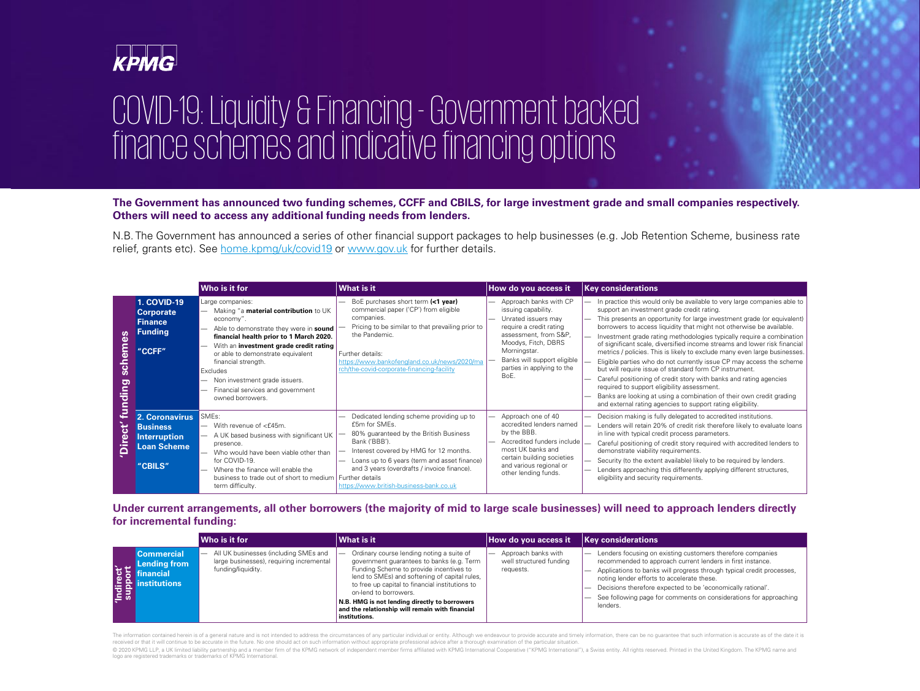KPMG

# COVID-19: Liquidity & Financing - Government backed finance schemes and indicative financing options

**The Government has announced two funding schemes, CCFF and CBILS, for large investment grade and small companies respectively. Others will need to access any additional funding needs from lenders.**

N.B. The Government has announced a series of other financial support packages to help businesses (e.g. Job Retention Scheme, business rate relief, grants etc). See home.kpmg/uk/covid19 or www.gov.uk for further details.

| | | Who is it for | What is it | How do you access it | Key considerations |
|---|---|---|---|---|---|
| 'Direct' funding schemes | **1. COVID-19 Corporate Finance Funding**<br><br>**"CCFF"** | Large companies:<br>— Making "a **material contribution** to UK economy".<br>— Able to demonstrate they were in **sound financial health prior to 1 March 2020.**<br>— With an **investment grade credit rating** or able to demonstrate equivalent financial strength.<br>Excludes<br>— Non investment grade issuers.<br>— Financial services and government owned borrowers. | — BoE purchases short term **(<1 year)** commercial paper ('CP') from eligible companies.<br>— Pricing to be similar to that prevailing prior to the Pandemic.<br><br>Further details:<br>https://www.bankofengland.co.uk/news/2020/march/the-covid-corporate-financing-facility | — Approach banks with CP issuing capability.<br>— Unrated issuers may require a credit rating assessment, from S&P, Moodys, Fitch, DBRS Morningstar.<br>— Banks will support eligible parties in applying to the BoE. | — In practice this would only be available to very large companies able to support an investment grade credit rating.<br>— This presents an opportunity for large investment grade (or equivalent) borrowers to access liquidity that might not otherwise be available.<br>— Investment grade rating methodologies typically require a combination of significant scale, diversified income streams and lower risk financial metrics / policies. This is likely to exclude many even large businesses.<br>— Eligible parties who do not currently issue CP may access the scheme but will require issue of standard form CP instrument.<br>— Careful positioning of credit story with banks and rating agencies required to support eligibility assessment.<br>— Banks are looking at using a combination of their own credit grading and external rating agencies to support rating eligibility. |
| 'Direct' funding schemes | **2. Coronavirus Business Interruption Loan Scheme**<br><br>**"CBILS"** | SMEs:<br>— With revenue of <£45m.<br>— A UK based business with significant UK presence.<br>— Who would have been viable other than for COVID-19.<br>— Where the finance will enable the business to trade out of short to medium term difficulty. | — Dedicated lending scheme providing up to £5m for SMEs.<br>— 80% guaranteed by the British Business Bank ('BBB').<br>— Interest covered by HMG for 12 months.<br>— Loans up to 6 years (term and asset finance) and 3 years (overdrafts / invoice finance).<br>Further details<br>https://www.british-business-bank.co.uk | — Approach one of 40 accredited lenders named by the BBB.<br>— Accredited funders include most UK banks and certain building societies and various regional or other lending funds. | — Decision making is fully delegated to accredited institutions.<br>— Lenders will retain 20% of credit risk therefore likely to evaluate loans in line with typical credit process parameters.<br>— Careful positioning of credit story required with accredited lenders to demonstrate viability requirements.<br>— Security (to the extent available) likely to be required by lenders.<br>— Lenders approaching this differently applying different structures, eligibility and security requirements. |

**Under current arrangements, all other borrowers (the majority of mid to large scale businesses) will need to approach lenders directly for incremental funding:**

| | | Who is it for | What is it | How do you access it | Key considerations |
|---|---|---|---|---|---|
| 'Indirect' support | **Commercial Lending from financial institutions** | — All UK businesses (including SMEs and large businesses), requiring incremental funding/liquidity. | — Ordinary course lending noting a suite of government guarantees to banks (e.g. Term Funding Scheme to provide incentives to lend to SMEs) and softening of capital rules, to free up capital to financial institutions to on-lend to borrowers.<br>**N.B. HMG is not lending directly to borrowers and the relationship will remain with financial institutions.** | — Approach banks with well structured funding requests. | — Lenders focusing on existing customers therefore companies recommended to approach current lenders in first instance.<br>— Applications to banks will progress through typical credit processes, noting lender efforts to accelerate these.<br>— Decisions therefore expected to be 'economically rational'.<br>— See following page for comments on considerations for approaching lenders. |

The information contained herein is of a general nature and is not intended to address the circumstances of any particular individual or entity. Although we endeavour to provide accurate and timely information, there can be no guarantee that such information is accurate as of the date it is received or that it will continue to be accurate in the future. No one should act on such information without appropriate professional advice after a thorough examination of the particular situation.

© 2020 KPMG LLP, a UK limited liability partnership and a member firm of the KPMG network of independent member firms affiliated with KPMG International Cooperative ("KPMG International"), a Swiss entity. All rights reserved. Printed in the United Kingdom. The KPMG name and logo are registered trademarks or trademarks of KPMG International.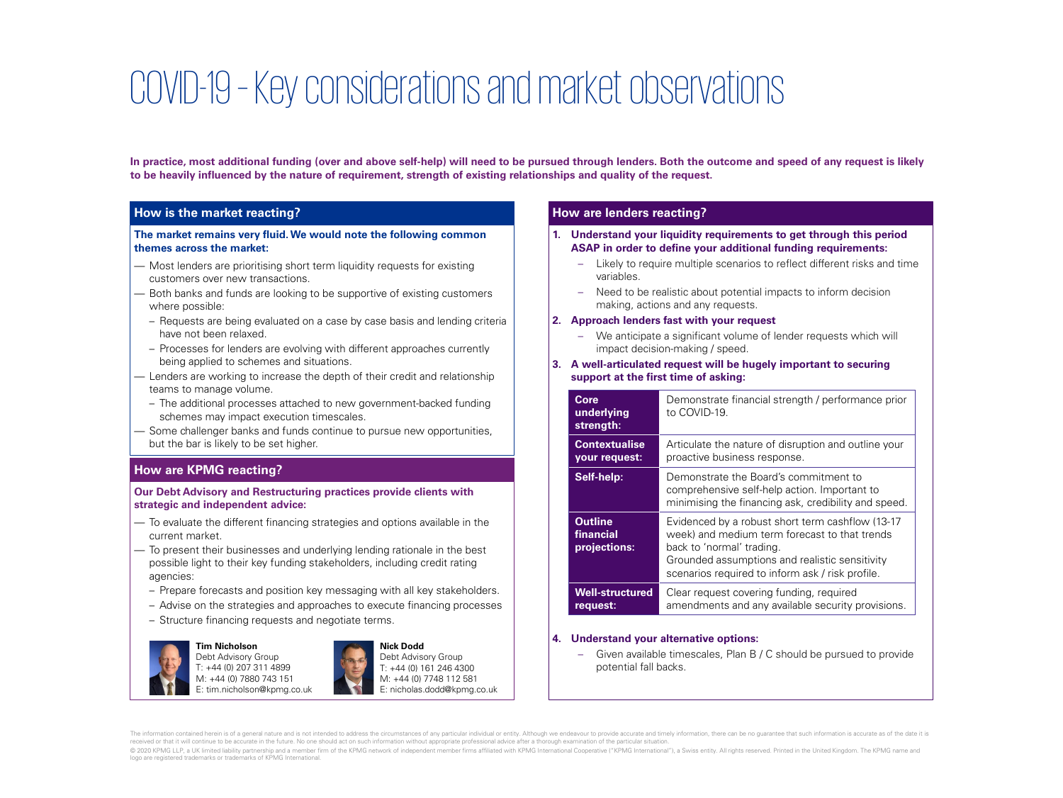# COVID-19 – Key considerations and market observations

**In practice, most additional funding (over and above self-help) will need to be pursued through lenders. Both the outcome and speed of any request is likely to be heavily influenced by the nature of requirement, strength of existing relationships and quality of the request.**

## How is the market reacting?

**The market remains very fluid. We would note the following common themes across the market:**

- Most lenders are prioritising short term liquidity requests for existing customers over new transactions.
- Both banks and funds are looking to be supportive of existing customers where possible:
  - Requests are being evaluated on a case by case basis and lending criteria have not been relaxed.
  - Processes for lenders are evolving with different approaches currently being applied to schemes and situations.
- Lenders are working to increase the depth of their credit and relationship teams to manage volume.
  - The additional processes attached to new government-backed funding schemes may impact execution timescales.
- Some challenger banks and funds continue to pursue new opportunities, but the bar is likely to be set higher.

## How are KPMG reacting?

**Our Debt Advisory and Restructuring practices provide clients with strategic and independent advice:**

- To evaluate the different financing strategies and options available in the current market.
- To present their businesses and underlying lending rationale in the best possible light to their key funding stakeholders, including credit rating agencies:
  - Prepare forecasts and position key messaging with all key stakeholders.
  - Advise on the strategies and approaches to execute financing processes
  - Structure financing requests and negotiate terms.

**Tim Nicholson**
Debt Advisory Group
T: +44 (0) 207 311 4899
M: +44 (0) 7880 743 151
E: tim.nicholson@kpmg.co.uk

**Nick Dodd**
Debt Advisory Group
T: +44 (0) 161 246 4300
M: +44 (0) 7748 112 581
E: nicholas.dodd@kpmg.co.uk

## How are lenders reacting?

1. **Understand your liquidity requirements to get through this period ASAP in order to define your additional funding requirements:**
   - Likely to require multiple scenarios to reflect different risks and time variables.
   - Need to be realistic about potential impacts to inform decision making, actions and any requests.
2. **Approach lenders fast with your request**
   - We anticipate a significant volume of lender requests which will impact decision-making / speed.
3. **A well-articulated request will be hugely important to securing support at the first time of asking:**

| | |
|---|---|
| **Core underlying strength:** | Demonstrate financial strength / performance prior to COVID-19. |
| **Contextualise your request:** | Articulate the nature of disruption and outline your proactive business response. |
| **Self-help:** | Demonstrate the Board's commitment to comprehensive self-help action. Important to minimising the financing ask, credibility and speed. |
| **Outline financial projections:** | Evidenced by a robust short term cashflow (13-17 week) and medium term forecast to that trends back to 'normal' trading. Grounded assumptions and realistic sensitivity scenarios required to inform ask / risk profile. |
| **Well-structured request:** | Clear request covering funding, required amendments and any available security provisions. |

4. **Understand your alternative options:**
   - Given available timescales, Plan B / C should be pursued to provide potential fall backs.

The information contained herein is of a general nature and is not intended to address the circumstances of any particular individual or entity. Although we endeavour to provide accurate and timely information, there can be no guarantee that such information is accurate as of the date it is received or that it will continue to be accurate in the future. No one should act on such information without appropriate professional advice after a thorough examination of the particular situation.

© 2020 KPMG LLP, a UK limited liability partnership and a member firm of the KPMG network of independent member firms affiliated with KPMG International Cooperative ("KPMG International"), a Swiss entity. All rights reserved. Printed in the United Kingdom. The KPMG name and logo are registered trademarks or trademarks of KPMG International.